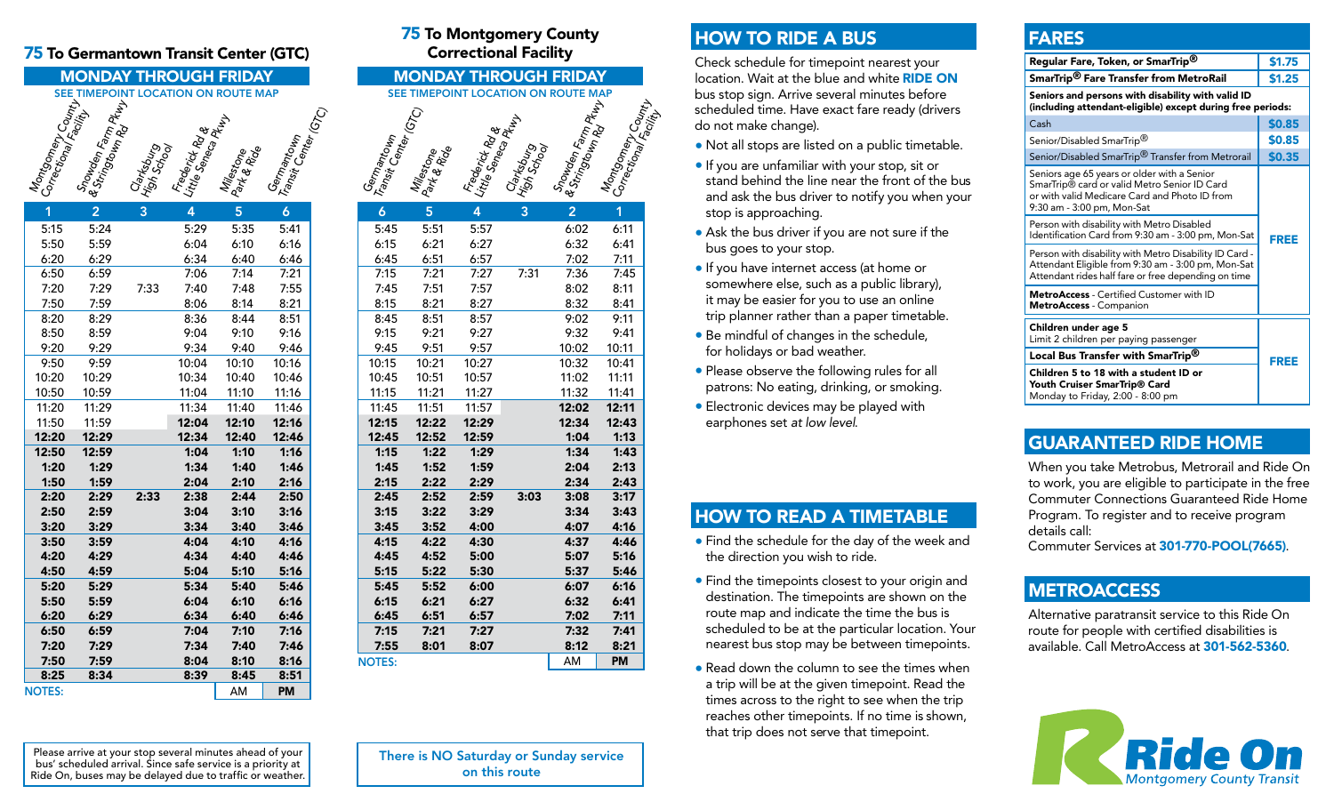## 75 To Germantown Transit Center (GTC)

### MONDAY THROUGH FRIDAY

SEE TIMEPOINT LOCATION ON ROUTE MAP

| Montgomery County Correctional Facility | Snowden Farm Pkwy & Stringtown Rd | Clarksburg High School | Frederick Rd & Little Seneca Pkwy | Milestone Park & Ride | Germantown Transit Center (GTC) |
|---|---|---|---|---|---|
| 1 | 2 | 3 | 4 | 5 | 6 |
| 5:15 | 5:24 | | 5:29 | 5:35 | 5:41 |
| 5:50 | 5:59 | | 6:04 | 6:10 | 6:16 |
| 6:20 | 6:29 | | 6:34 | 6:40 | 6:46 |
| 6:50 | 6:59 | | 7:06 | 7:14 | 7:21 |
| 7:20 | 7:29 | 7:33 | 7:40 | 7:48 | 7:55 |
| 7:50 | 7:59 | | 8:06 | 8:14 | 8:21 |
| 8:20 | 8:29 | | 8:36 | 8:44 | 8:51 |
| 8:50 | 8:59 | | 9:04 | 9:10 | 9:16 |
| 9:20 | 9:29 | | 9:34 | 9:40 | 9:46 |
| 9:50 | 9:59 | | 10:04 | 10:10 | 10:16 |
| 10:20 | 10:29 | | 10:34 | 10:40 | 10:46 |
| 10:50 | 10:59 | | 11:04 | 11:10 | 11:16 |
| 11:20 | 11:29 | | 11:34 | 11:40 | 11:46 |
| 11:50 | 11:59 | | **12:04** | **12:10** | **12:16** |
| **12:20** | **12:29** | | **12:34** | **12:40** | **12:46** |
| **12:50** | **12:59** | | **1:04** | **1:10** | **1:16** |
| **1:20** | **1:29** | | **1:34** | **1:40** | **1:46** |
| **1:50** | **1:59** | | **2:04** | **2:10** | **2:16** |
| **2:20** | **2:29** | **2:33** | **2:38** | **2:44** | **2:50** |
| **2:50** | **2:59** | | **3:04** | **3:10** | **3:16** |
| **3:20** | **3:29** | | **3:34** | **3:40** | **3:46** |
| **3:50** | **3:59** | | **4:04** | **4:10** | **4:16** |
| **4:20** | **4:29** | | **4:34** | **4:40** | **4:46** |
| **4:50** | **4:59** | | **5:04** | **5:10** | **5:16** |
| **5:20** | **5:29** | | **5:34** | **5:40** | **5:46** |
| **5:50** | **5:59** | | **6:04** | **6:10** | **6:16** |
| **6:20** | **6:29** | | **6:34** | **6:40** | **6:46** |
| **6:50** | **6:59** | | **7:04** | **7:10** | **7:16** |
| **7:20** | **7:29** | | **7:34** | **7:40** | **7:46** |
| **7:50** | **7:59** | | **8:04** | **8:10** | **8:16** |
| **8:25** | **8:34** | | **8:39** | **8:45** | **8:51** |

NOTES: AM **PM**

Please arrive at your stop several minutes ahead of your bus' scheduled arrival. Since safe service is a priority at Ride On, buses may be delayed due to traffic or weather.

## 75 To Montgomery County Correctional Facility

### MONDAY THROUGH FRIDAY

SEE TIMEPOINT LOCATION ON ROUTE MAP

| Germantown Transit Center (GTC) | Milestone Park & Ride | Frederick Rd & Little Seneca Pkwy | Clarksburg High School | Snowden Farm Pkwy & Stringtown Rd | Montgomery County Correctional Facility |
|---|---|---|---|---|---|
| 6 | 5 | 4 | 3 | 2 | 1 |
| 5:45 | 5:51 | 5:57 | | 6:02 | 6:11 |
| 6:15 | 6:21 | 6:27 | | 6:32 | 6:41 |
| 6:45 | 6:51 | 6:57 | | 7:02 | 7:11 |
| 7:15 | 7:21 | 7:27 | 7:31 | 7:36 | 7:45 |
| 7:45 | 7:51 | 7:57 | | 8:02 | 8:11 |
| 8:15 | 8:21 | 8:27 | | 8:32 | 8:41 |
| 8:45 | 8:51 | 8:57 | | 9:02 | 9:11 |
| 9:15 | 9:21 | 9:27 | | 9:32 | 9:41 |
| 9:45 | 9:51 | 9:57 | | 10:02 | 10:11 |
| 10:15 | 10:21 | 10:27 | | 10:32 | 10:41 |
| 10:45 | 10:51 | 10:57 | | 11:02 | 11:11 |
| 11:15 | 11:21 | 11:27 | | 11:32 | 11:41 |
| 11:45 | 11:51 | 11:57 | | **12:02** | **12:11** |
| **12:15** | **12:22** | **12:29** | | **12:34** | **12:43** |
| **12:45** | **12:52** | **12:59** | | **1:04** | **1:13** |
| **1:15** | **1:22** | **1:29** | | **1:34** | **1:43** |
| **1:45** | **1:52** | **1:59** | | **2:04** | **2:13** |
| **2:15** | **2:22** | **2:29** | | **2:34** | **2:43** |
| **2:45** | **2:52** | **2:59** | **3:03** | **3:08** | **3:17** |
| **3:15** | **3:22** | **3:29** | | **3:34** | **3:43** |
| **3:45** | **3:52** | **4:00** | | **4:07** | **4:16** |
| **4:15** | **4:22** | **4:30** | | **4:37** | **4:46** |
| **4:45** | **4:52** | **5:00** | | **5:07** | **5:16** |
| **5:15** | **5:22** | **5:30** | | **5:37** | **5:46** |
| **5:45** | **5:52** | **6:00** | | **6:07** | **6:16** |
| **6:15** | **6:21** | **6:27** | | **6:32** | **6:41** |
| **6:45** | **6:51** | **6:57** | | **7:02** | **7:11** |
| **7:15** | **7:21** | **7:27** | | **7:32** | **7:41** |
| **7:55** | **8:01** | **8:07** | | **8:12** | **8:21** |

NOTES: AM **PM**

There is NO Saturday or Sunday service on this route

## HOW TO RIDE A BUS

Check schedule for timepoint nearest your location. Wait at the blue and white **RIDE ON** bus stop sign. Arrive several minutes before scheduled time. Have exact fare ready (drivers do not make change).

- Not all stops are listed on a public timetable.
- If you are unfamiliar with your stop, sit or stand behind the line near the front of the bus and ask the bus driver to notify you when your stop is approaching.
- Ask the bus driver if you are not sure if the bus goes to your stop.
- If you have internet access (at home or somewhere else, such as a public library), it may be easier for you to use an online trip planner rather than a paper timetable.
- Be mindful of changes in the schedule, for holidays or bad weather.
- Please observe the following rules for all patrons: No eating, drinking, or smoking.
- Electronic devices may be played with earphones set *at low level.*

## HOW TO READ A TIMETABLE

- Find the schedule for the day of the week and the direction you wish to ride.
- Find the timepoints closest to your origin and destination. The timepoints are shown on the route map and indicate the time the bus is scheduled to be at the particular location. Your nearest bus stop may be between timepoints.
- Read down the column to see the times when a trip will be at the given timepoint. Read the times across to the right to see when the trip reaches other timepoints. If no time is shown, that trip does not serve that timepoint.

## FARES

| Fare | Price |
|---|---|
| **Regular Fare, Token, or SmarTrip®** | **$1.75** |
| **SmarTrip® Fare Transfer from MetroRail** | **$1.25** |
| **Seniors and persons with disability with valid ID (including attendant-eligible) except during free periods:** | |
| Cash | **$0.85** |
| Senior/Disabled SmarTrip® | **$0.85** |
| Senior/Disabled SmarTrip® Transfer from Metrorail | **$0.35** |
| Seniors age 65 years or older with a Senior SmarTrip® card or valid Metro Senior ID Card or with valid Medicare Card and Photo ID from 9:30 am - 3:00 pm, Mon-Sat | **FREE** |
| Person with disability with Metro Disabled Identification Card from 9:30 am - 3:00 pm, Mon-Sat | **FREE** |
| Person with disability with Metro Disability ID Card - Attendant Eligible from 9:30 am - 3:00 pm, Mon-Sat Attendant rides half fare or free depending on time | **FREE** |
| **MetroAccess** - Certified Customer with ID **MetroAccess** - Companion | **FREE** |
| **Children under age 5** Limit 2 children per paying passenger | **FREE** |
| **Local Bus Transfer with SmarTrip®** | **FREE** |
| **Children 5 to 18 with a student ID or Youth Cruiser SmarTrip® Card** Monday to Friday, 2:00 - 8:00 pm | **FREE** |

## GUARANTEED RIDE HOME

When you take Metrobus, Metrorail and Ride On to work, you are eligible to participate in the free Commuter Connections Guaranteed Ride Home Program. To register and to receive program details call:
Commuter Services at **301-770-POOL(7665)**.

## METROACCESS

Alternative paratransit service to this Ride On route for people with certified disabilities is available. Call MetroAccess at **301-562-5360**.

**Ride On** Montgomery County Transit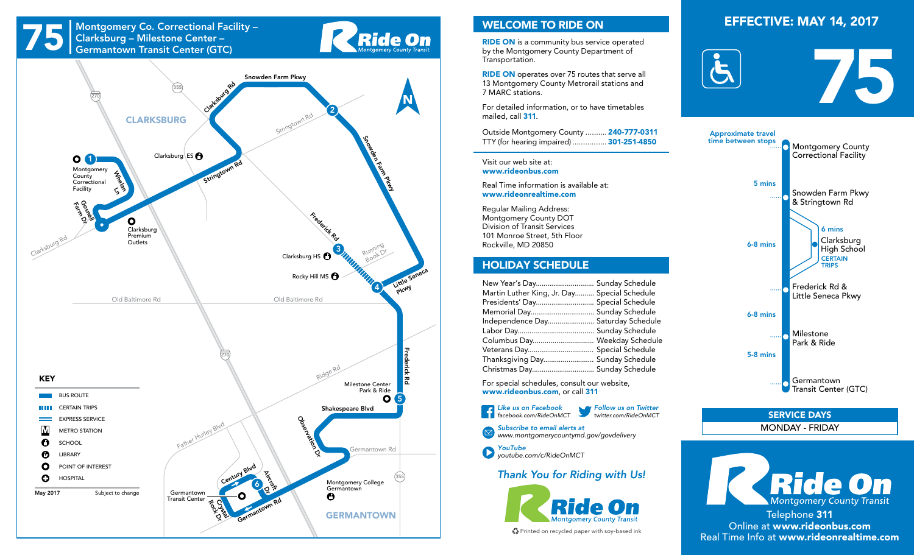# 75 Montgomery Co. Correctional Facility – Clarksburg – Milestone Center – Germantown Transit Center (GTC)

Ride On Montgomery County Transit

CLARKSBURG

GERMANTOWN

1 Montgomery County Correctional Facility

2 Snowden Farm Pkwy & Stringtown Rd

3 Clarksburg HS

4 Frederick Rd & Little Seneca Pkwy

5 Milestone Center Park & Ride

6 Germantown Transit Center

Snowden Farm Pkwy, Clarksburg Rd, Stringtown Rd, Whelan Ln, Gosnell Farm Dr, Clarksburg Rd, Frederick Rd, Running Brook Dr, Little Seneca Pkwy, Old Baltimore Rd, Ridge Rd, Shakespeare Blvd, Observation Dr, Germantown Rd, Father Hurley Blvd, Century Blvd, Aircraft Dr, Crystal Rock Dr

Clarksburg ES, Clarksburg Premium Outlets, Clarksburg HS, Rocky Hill MS, Milestone Center Park & Ride, Montgomery College Germantown, Germantown Transit Center

270, 355

### KEY

- BUS ROUTE
- CERTAIN TRIPS
- EXPRESS SERVICE
- METRO STATION
- SCHOOL
- LIBRARY
- POINT OF INTEREST
- HOSPITAL

May 2017 Subject to change

## WELCOME TO RIDE ON

**RIDE ON** is a community bus service operated by the Montgomery County Department of Transportation.

**RIDE ON** operates over 75 routes that serve all 13 Montgomery County Metrorail stations and 7 MARC stations.

For detailed information, or to have timetables mailed, call **311**.

Outside Montgomery County .......... **240-777-0311**
TTY (for hearing impaired) ................ **301-251-4850**

Visit our web site at:
**www.rideonbus.com**

Real Time information is available at:
**www.rideonrealtime.com**

Regular Mailing Address:
Montgomery County DOT
Division of Transit Services
101 Monroe Street, 5th Floor
Rockville, MD 20850

## HOLIDAY SCHEDULE

| | |
|---|---|
| New Year's Day | Sunday Schedule |
| Martin Luther King, Jr. Day | Special Schedule |
| Presidents' Day | Special Schedule |
| Memorial Day | Sunday Schedule |
| Independence Day | Saturday Schedule |
| Labor Day | Sunday Schedule |
| Columbus Day | Weekday Schedule |
| Veterans Day | Special Schedule |
| Thanksgiving Day | Sunday Schedule |
| Christmas Day | Sunday Schedule |

For special schedules, consult our website, **www.rideonbus.com**, or call **311**

*Like us on Facebook* facebook.com/RideOnMCT

*Follow us on Twitter* twitter.com/RideOnMCT

*Subscribe to email alerts at* www.montgomerycountymd.gov/govdelivery

*YouTube* youtube.com/c/RideOnMCT

*Thank You for Riding with Us!*

Ride On Montgomery County Transit

Printed on recycled paper with soy-based ink

## EFFECTIVE: MAY 14, 2017

# 75

Approximate travel time between stops

Montgomery County Correctional Facility
5 mins
Snowden Farm Pkwy & Stringtown Rd
6 mins
Clarksburg High School
CERTAIN TRIPS
6-8 mins
Frederick Rd & Little Seneca Pkwy
6-8 mins
Milestone Park & Ride
5-8 mins
Germantown Transit Center (GTC)

## SERVICE DAYS

MONDAY - FRIDAY

Ride On Montgomery County Transit
Telephone **311**
Online at **www.rideonbus.com**
Real Time Info at **www.rideonrealtime.com**